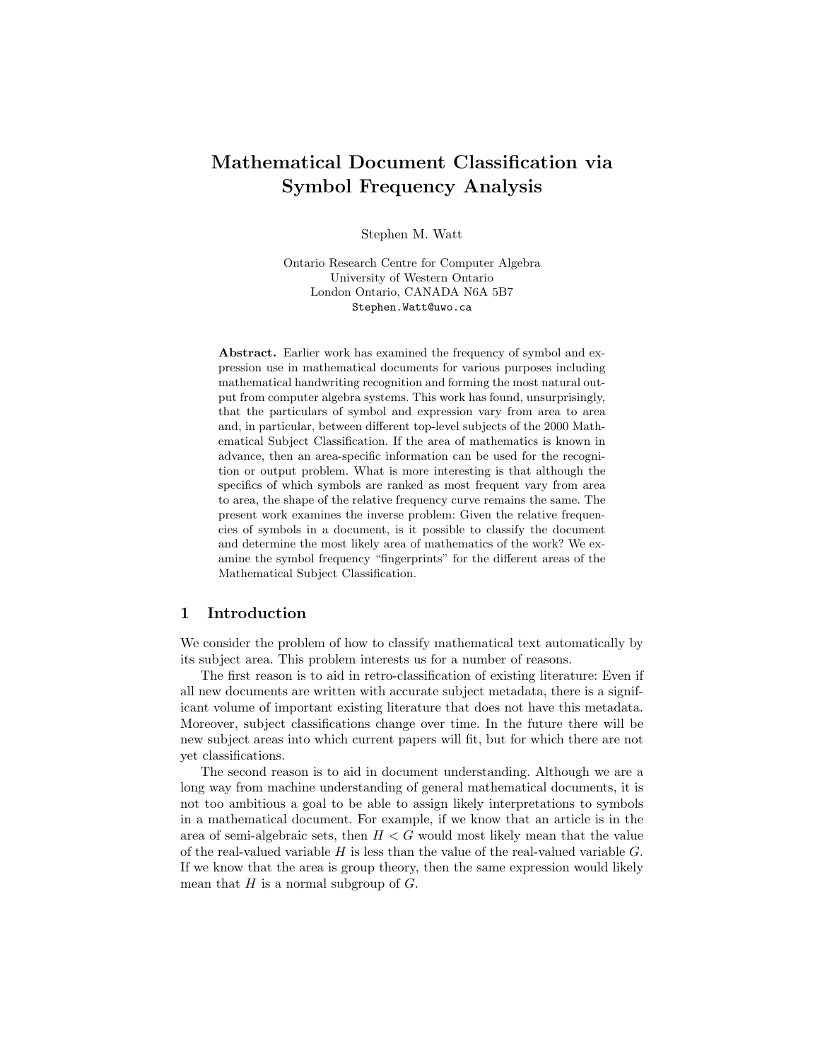#### Mathematical Document Classification via Symbol Frequency Analysis

Stephen M. Watt

Ontario Research Centre for Computer Algebra
University of Western Ontario
London Ontario, CANADA N6A 5B7
`Stephen.Watt@uwo.ca`

**Abstract.** Earlier work has examined the frequency of symbol and expression use in mathematical documents for various purposes including mathematical handwriting recognition and forming the most natural output from computer algebra systems. This work has found, unsurprisingly, that the particulars of symbol and expression vary from area to area and, in particular, between different top-level subjects of the 2000 Mathematical Subject Classification. If the area of mathematics is known in advance, then an area-specific information can be used for the recognition or output problem. What is more interesting is that although the specifics of which symbols are ranked as most frequent vary from area to area, the shape of the relative frequency curve remains the same. The present work examines the inverse problem: Given the relative frequencies of symbols in a document, is it possible to classify the document and determine the most likely area of mathematics of the work? We examine the symbol frequency "fingerprints" for the different areas of the Mathematical Subject Classification.

## 1 Introduction

We consider the problem of how to classify mathematical text automatically by its subject area. This problem interests us for a number of reasons.

The first reason is to aid in retro-classification of existing literature: Even if all new documents are written with accurate subject metadata, there is a significant volume of important existing literature that does not have this metadata. Moreover, subject classifications change over time. In the future there will be new subject areas into which current papers will fit, but for which there are not yet classifications.

The second reason is to aid in document understanding. Although we are a long way from machine understanding of general mathematical documents, it is not too ambitious a goal to be able to assign likely interpretations to symbols in a mathematical document. For example, if we know that an article is in the area of semi-algebraic sets, then $H < G$ would most likely mean that the value of the real-valued variable $H$ is less than the value of the real-valued variable $G$. If we know that the area is group theory, then the same expression would likely mean that $H$ is a normal subgroup of $G$.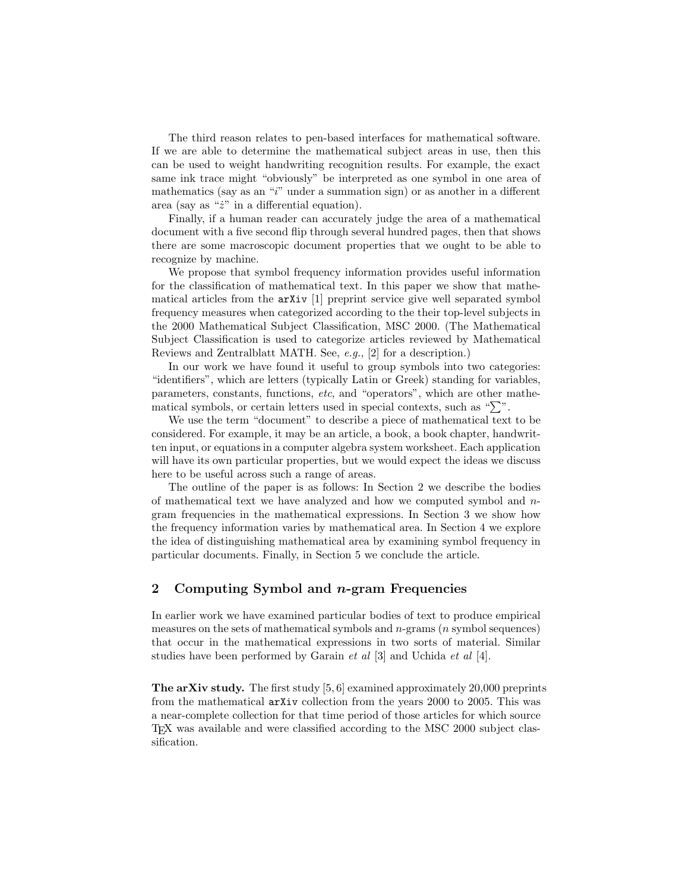The third reason relates to pen-based interfaces for mathematical software. If we are able to determine the mathematical subject areas in use, then this can be used to weight handwriting recognition results. For example, the exact same ink trace might "obviously" be interpreted as one symbol in one area of mathematics (say as an "$i$" under a summation sign) or as another in a different area (say as "$\dot{z}$" in a differential equation).

Finally, if a human reader can accurately judge the area of a mathematical document with a five second flip through several hundred pages, then that shows there are some macroscopic document properties that we ought to be able to recognize by machine.

We propose that symbol frequency information provides useful information for the classification of mathematical text. In this paper we show that mathematical articles from the `arXiv` [1] preprint service give well separated symbol frequency measures when categorized according to the their top-level subjects in the 2000 Mathematical Subject Classification, MSC 2000. (The Mathematical Subject Classification is used to categorize articles reviewed by Mathematical Reviews and Zentralblatt MATH. See, *e.g.*, [2] for a description.)

In our work we have found it useful to group symbols into two categories: "identifiers", which are letters (typically Latin or Greek) standing for variables, parameters, constants, functions, *etc*, and "operators", which are other mathematical symbols, or certain letters used in special contexts, such as "$\sum$".

We use the term "document" to describe a piece of mathematical text to be considered. For example, it may be an article, a book, a book chapter, handwritten input, or equations in a computer algebra system worksheet. Each application will have its own particular properties, but we would expect the ideas we discuss here to be useful across such a range of areas.

The outline of the paper is as follows: In Section 2 we describe the bodies of mathematical text we have analyzed and how we computed symbol and $n$-gram frequencies in the mathematical expressions. In Section 3 we show how the frequency information varies by mathematical area. In Section 4 we explore the idea of distinguishing mathematical area by examining symbol frequency in particular documents. Finally, in Section 5 we conclude the article.

## 2 Computing Symbol and $n$-gram Frequencies

In earlier work we have examined particular bodies of text to produce empirical measures on the sets of mathematical symbols and $n$-grams ($n$ symbol sequences) that occur in the mathematical expressions in two sorts of material. Similar studies have been performed by Garain *et al* [3] and Uchida *et al* [4].

**The arXiv study.** The first study [5, 6] examined approximately 20,000 preprints from the mathematical `arXiv` collection from the years 2000 to 2005. This was a near-complete collection for that time period of those articles for which source TEX was available and were classified according to the MSC 2000 subject classification.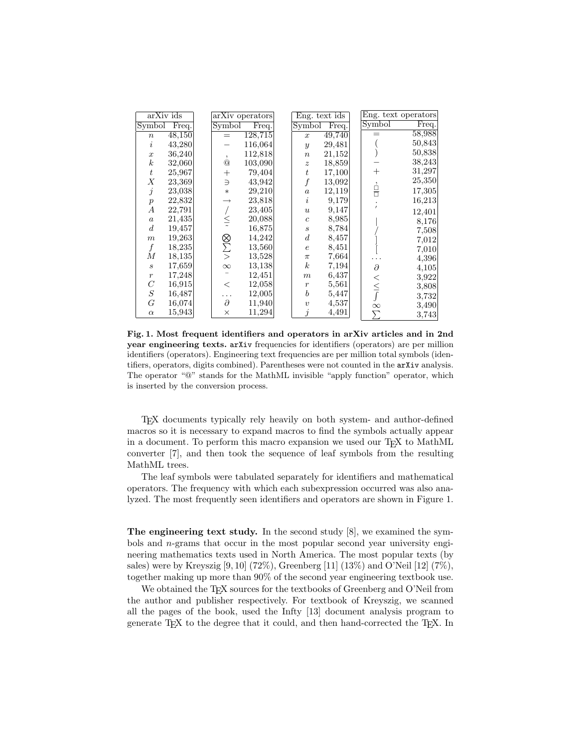| arXiv ids | | | arXiv operators | | | Eng. text ids | | | Eng. text operators | |
|---|---|---|---|---|---|---|---|---|---|---|
| Symbol | Freq. | | Symbol | Freq. | | Symbol | Freq. | | Symbol | Freq. |
| $n$ | 48,150 | | $=$ | 128,715 | | $x$ | 49,740 | | $=$ | 58,988 |
| $i$ | 43,280 | | $-$ | 116,064 | | $y$ | 29,481 | | ( | 50,843 |
| $x$ | 36,240 | | , | 112,818 | | $n$ | 21,152 | | ) | 50,838 |
| $k$ | 32,060 | | @ | 103,090 | | $z$ | 18,859 | | $-$ | 38,243 |
| $t$ | 25,967 | | $+$ | 79,404 | | $t$ | 17,100 | | $+$ | 31,297 |
| $X$ | 23,369 | | $\ni$ | 43,942 | | $f$ | 13,092 | | , | 25,350 |
| $j$ | 23,038 | | $*$ | 29,210 | | $a$ | 12,119 | | $\frac{\square}{\square}$ | 17,305 |
| $p$ | 22,832 | | $\rightarrow$ | 23,818 | | $i$ | 9,179 | | ; | 16,213 |
| $A$ | 22,791 | | $/$ | 23,405 | | $u$ | 9,147 | | $'$ | 12,401 |
| $a$ | 21,435 | | $\leq$ | 20,088 | | $c$ | 8,985 | | $\vert$ | 8,176 |
| $d$ | 19,457 | | $\tilde{}$ | 16,875 | | $s$ | 8,784 | | $/$ | 7,508 |
| $m$ | 19,263 | | $\bigotimes$ | 14,242 | | $d$ | 8,457 | | ] | 7,012 |
| $f$ | 18,235 | | $\sum$ | 13,560 | | $e$ | 8,451 | | [ | 7,010 |
| $M$ | 18,135 | | $>$ | 13,528 | | $\pi$ | 7,664 | | $\ldots$ | 4,396 |
| $s$ | 17,659 | | $\infty$ | 13,138 | | $k$ | 7,194 | | $\partial$ | 4,105 |
| $r$ | 17,248 | | $\bar{}$ | 12,451 | | $m$ | 6,437 | | $<$ | 3,922 |
| $C$ | 16,915 | | $<$ | 12,058 | | $r$ | 5,561 | | $\leq$ | 3,808 |
| $S$ | 16,487 | | $\ldots$ | 12,005 | | $b$ | 5,447 | | $\int$ | 3,732 |
| $G$ | 16,074 | | $\partial$ | 11,940 | | $v$ | 4,537 | | $\infty$ | 3,490 |
| $\alpha$ | 15,943 | | $\times$ | 11,294 | | $j$ | 4,491 | | $\sum$ | 3,743 |

**Fig. 1. Most frequent identifiers and operators in arXiv articles and in 2nd year engineering texts.** arXiv frequencies for identifiers (operators) are per million identifiers (operators). Engineering text frequencies are per million total symbols (identifiers, operators, digits combined). Parentheses were not counted in the arXiv analysis. The operator "@" stands for the MathML invisible "apply function" operator, which is inserted by the conversion process.

TEX documents typically rely heavily on both system- and author-defined macros so it is necessary to expand macros to find the symbols actually appear in a document. To perform this macro expansion we used our TEX to MathML converter [7], and then took the sequence of leaf symbols from the resulting MathML trees.

The leaf symbols were tabulated separately for identifiers and mathematical operators. The frequency with which each subexpression occurred was also analyzed. The most frequently seen identifiers and operators are shown in Figure 1.

**The engineering text study.** In the second study [8], we examined the symbols and $n$-grams that occur in the most popular second year university engineering mathematics texts used in North America. The most popular texts (by sales) were by Kreyszig [9, 10] (72%), Greenberg [11] (13%) and O'Neil [12] (7%), together making up more than 90% of the second year engineering textbook use.

We obtained the TEX sources for the textbooks of Greenberg and O'Neil from the author and publisher respectively. For textbook of Kreyszig, we scanned all the pages of the book, used the Infty [13] document analysis program to generate TEX to the degree that it could, and then hand-corrected the TEX. In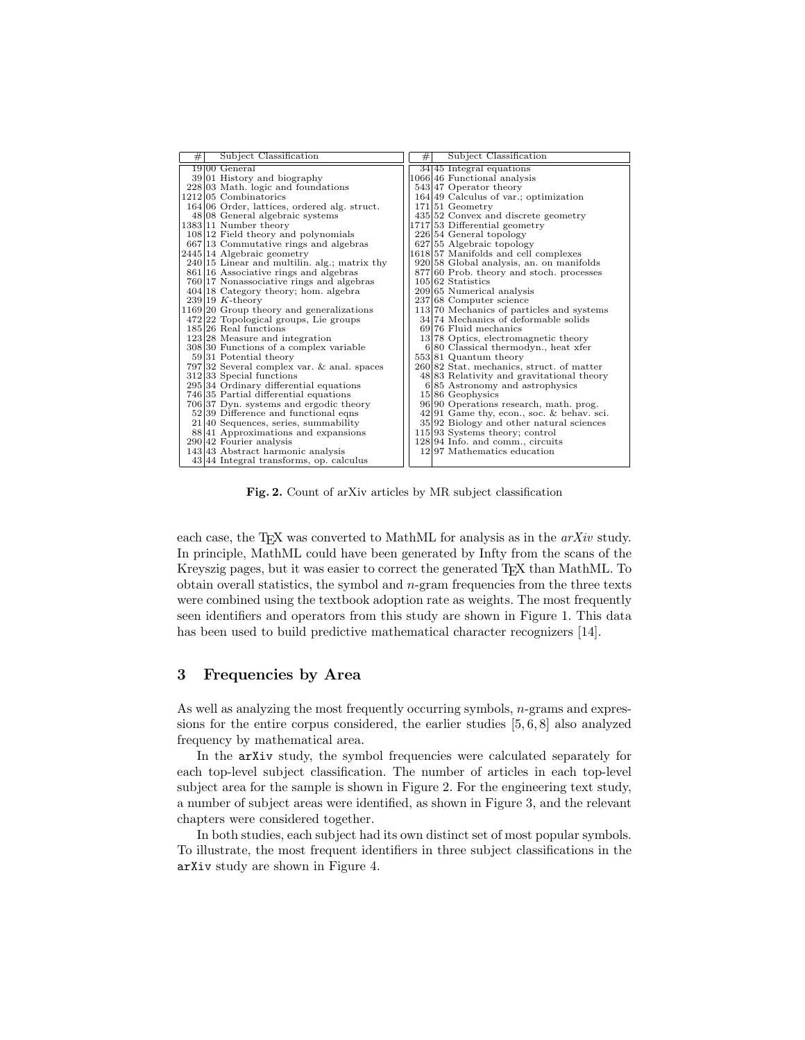| # | Subject Classification | # | Subject Classification |
|---|---|---|---|
| 19 | 00 General | 34 | 45 Integral equations |
| 39 | 01 History and biography | 1066 | 46 Functional analysis |
| 228 | 03 Math. logic and foundations | 543 | 47 Operator theory |
| 1212 | 05 Combinatorics | 164 | 49 Calculus of var.; optimization |
| 164 | 06 Order, lattices, ordered alg. struct. | 171 | 51 Geometry |
| 48 | 08 General algebraic systems | 435 | 52 Convex and discrete geometry |
| 1383 | 11 Number theory | 1717 | 53 Differential geometry |
| 108 | 12 Field theory and polynomials | 226 | 54 General topology |
| 667 | 13 Commutative rings and algebras | 627 | 55 Algebraic topology |
| 2445 | 14 Algebraic geometry | 1618 | 57 Manifolds and cell complexes |
| 240 | 15 Linear and multilin. alg.; matrix thy | 920 | 58 Global analysis, an. on manifolds |
| 861 | 16 Associative rings and algebras | 877 | 60 Prob. theory and stoch. processes |
| 760 | 17 Nonassociative rings and algebras | 105 | 62 Statistics |
| 404 | 18 Category theory; hom. algebra | 209 | 65 Numerical analysis |
| 239 | 19 $K$-theory | 237 | 68 Computer science |
| 1169 | 20 Group theory and generalizations | 113 | 70 Mechanics of particles and systems |
| 472 | 22 Topological groups, Lie groups | 34 | 74 Mechanics of deformable solids |
| 185 | 26 Real functions | 69 | 76 Fluid mechanics |
| 123 | 28 Measure and integration | 13 | 78 Optics, electromagnetic theory |
| 308 | 30 Functions of a complex variable | 6 | 80 Classical thermodyn., heat xfer |
| 59 | 31 Potential theory | 553 | 81 Quantum theory |
| 797 | 32 Several complex var. & anal. spaces | 260 | 82 Stat. mechanics, struct. of matter |
| 312 | 33 Special functions | 48 | 83 Relativity and gravitational theory |
| 295 | 34 Ordinary differential equations | 6 | 85 Astronomy and astrophysics |
| 746 | 35 Partial differential equations | 15 | 86 Geophysics |
| 706 | 37 Dyn. systems and ergodic theory | 96 | 90 Operations research, math. prog. |
| 52 | 39 Difference and functional eqns | 42 | 91 Game thy, econ., soc. & behav. sci. |
| 21 | 40 Sequences, series, summability | 35 | 92 Biology and other natural sciences |
| 88 | 41 Approximations and expansions | 115 | 93 Systems theory; control |
| 290 | 42 Fourier analysis | 128 | 94 Info. and comm., circuits |
| 143 | 43 Abstract harmonic analysis | 12 | 97 Mathematics education |
| 43 | 44 Integral transforms, op. calculus | | |

**Fig. 2.** Count of arXiv articles by MR subject classification

each case, the TEX was converted to MathML for analysis as in the *arXiv* study. In principle, MathML could have been generated by Infty from the scans of the Kreyszig pages, but it was easier to correct the generated TEX than MathML. To obtain overall statistics, the symbol and $n$-gram frequencies from the three texts were combined using the textbook adoption rate as weights. The most frequently seen identifiers and operators from this study are shown in Figure 1. This data has been used to build predictive mathematical character recognizers [14].

## 3 Frequencies by Area

As well as analyzing the most frequently occurring symbols, $n$-grams and expressions for the entire corpus considered, the earlier studies [5, 6, 8] also analyzed frequency by mathematical area.

In the arXiv study, the symbol frequencies were calculated separately for each top-level subject classification. The number of articles in each top-level subject area for the sample is shown in Figure 2. For the engineering text study, a number of subject areas were identified, as shown in Figure 3, and the relevant chapters were considered together.

In both studies, each subject had its own distinct set of most popular symbols. To illustrate, the most frequent identifiers in three subject classifications in the arXiv study are shown in Figure 4.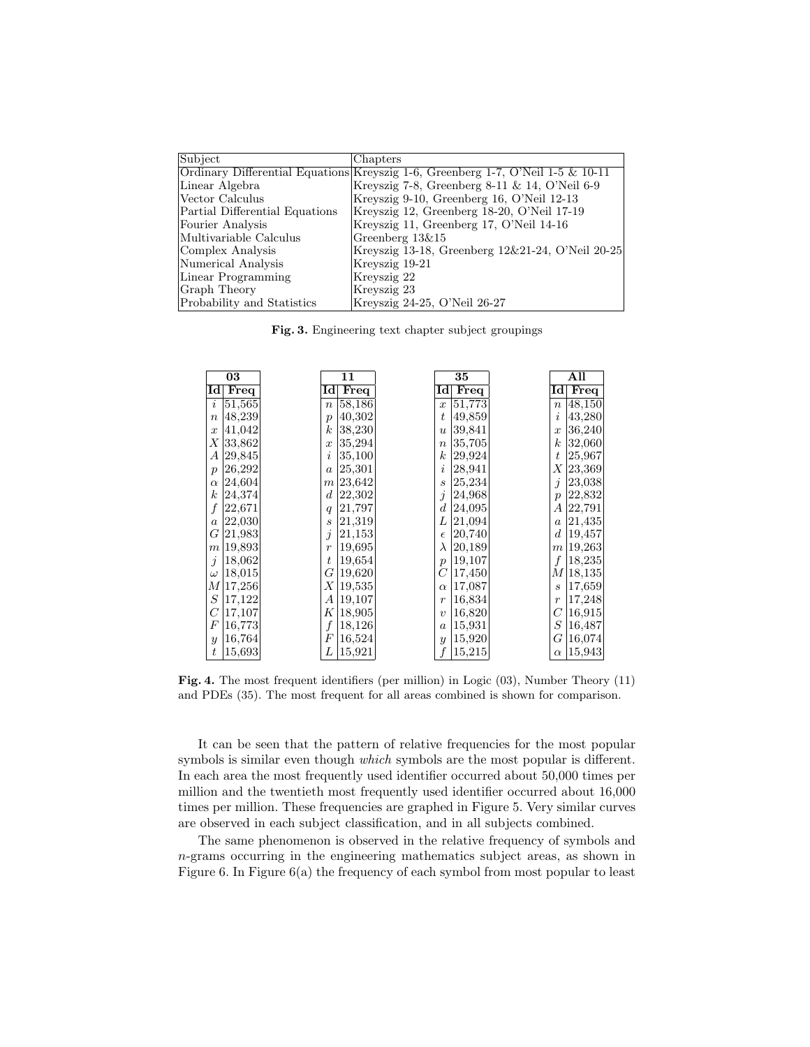| Subject | Chapters |
|---|---|
| Ordinary Differential Equations | Kreyszig 1-6, Greenberg 1-7, O'Neil 1-5 & 10-11 |
| Linear Algebra | Kreyszig 7-8, Greenberg 8-11 & 14, O'Neil 6-9 |
| Vector Calculus | Kreyszig 9-10, Greenberg 16, O'Neil 12-13 |
| Partial Differential Equations | Kreyszig 12, Greenberg 18-20, O'Neil 17-19 |
| Fourier Analysis | Kreyszig 11, Greenberg 17, O'Neil 14-16 |
| Multivariable Calculus | Greenberg 13&15 |
| Complex Analysis | Kreyszig 13-18, Greenberg 12&21-24, O'Neil 20-25 |
| Numerical Analysis | Kreyszig 19-21 |
| Linear Programming | Kreyszig 22 |
| Graph Theory | Kreyszig 23 |
| Probability and Statistics | Kreyszig 24-25, O'Neil 26-27 |

**Fig. 3.** Engineering text chapter subject groupings

| 03 | | 11 | | 35 | | All | |
|---|---|---|---|---|---|---|---|
| **Id** | **Freq** | **Id** | **Freq** | **Id** | **Freq** | **Id** | **Freq** |
| $i$ | 51,565 | $n$ | 58,186 | $x$ | 51,773 | $n$ | 48,150 |
| $n$ | 48,239 | $p$ | 40,302 | $t$ | 49,859 | $i$ | 43,280 |
| $x$ | 41,042 | $k$ | 38,230 | $u$ | 39,841 | $x$ | 36,240 |
| $X$ | 33,862 | $x$ | 35,294 | $n$ | 35,705 | $k$ | 32,060 |
| $A$ | 29,845 | $i$ | 35,100 | $k$ | 29,924 | $t$ | 25,967 |
| $p$ | 26,292 | $a$ | 25,301 | $i$ | 28,941 | $X$ | 23,369 |
| $\alpha$ | 24,604 | $m$ | 23,642 | $s$ | 25,234 | $j$ | 23,038 |
| $k$ | 24,374 | $d$ | 22,302 | $j$ | 24,968 | $p$ | 22,832 |
| $f$ | 22,671 | $q$ | 21,797 | $d$ | 24,095 | $A$ | 22,791 |
| $a$ | 22,030 | $s$ | 21,319 | $L$ | 21,094 | $a$ | 21,435 |
| $G$ | 21,983 | $j$ | 21,153 | $\epsilon$ | 20,740 | $d$ | 19,457 |
| $m$ | 19,893 | $r$ | 19,695 | $\lambda$ | 20,189 | $m$ | 19,263 |
| $j$ | 18,062 | $t$ | 19,654 | $p$ | 19,107 | $f$ | 18,235 |
| $\omega$ | 18,015 | $G$ | 19,620 | $C$ | 17,450 | $M$ | 18,135 |
| $M$ | 17,256 | $X$ | 19,535 | $\alpha$ | 17,087 | $s$ | 17,659 |
| $S$ | 17,122 | $A$ | 19,107 | $r$ | 16,834 | $r$ | 17,248 |
| $C$ | 17,107 | $K$ | 18,905 | $v$ | 16,820 | $C$ | 16,915 |
| $F$ | 16,773 | $f$ | 18,126 | $a$ | 15,931 | $S$ | 16,487 |
| $y$ | 16,764 | $F$ | 16,524 | $y$ | 15,920 | $G$ | 16,074 |
| $t$ | 15,693 | $L$ | 15,921 | $f$ | 15,215 | $\alpha$ | 15,943 |

**Fig. 4.** The most frequent identifiers (per million) in Logic (03), Number Theory (11) and PDEs (35). The most frequent for all areas combined is shown for comparison.

It can be seen that the pattern of relative frequencies for the most popular symbols is similar even though *which* symbols are the most popular is different. In each area the most frequently used identifier occurred about 50,000 times per million and the twentieth most frequently used identifier occurred about 16,000 times per million. These frequencies are graphed in Figure 5. Very similar curves are observed in each subject classification, and in all subjects combined.

The same phenomenon is observed in the relative frequency of symbols and $n$-grams occurring in the engineering mathematics subject areas, as shown in Figure 6. In Figure 6(a) the frequency of each symbol from most popular to least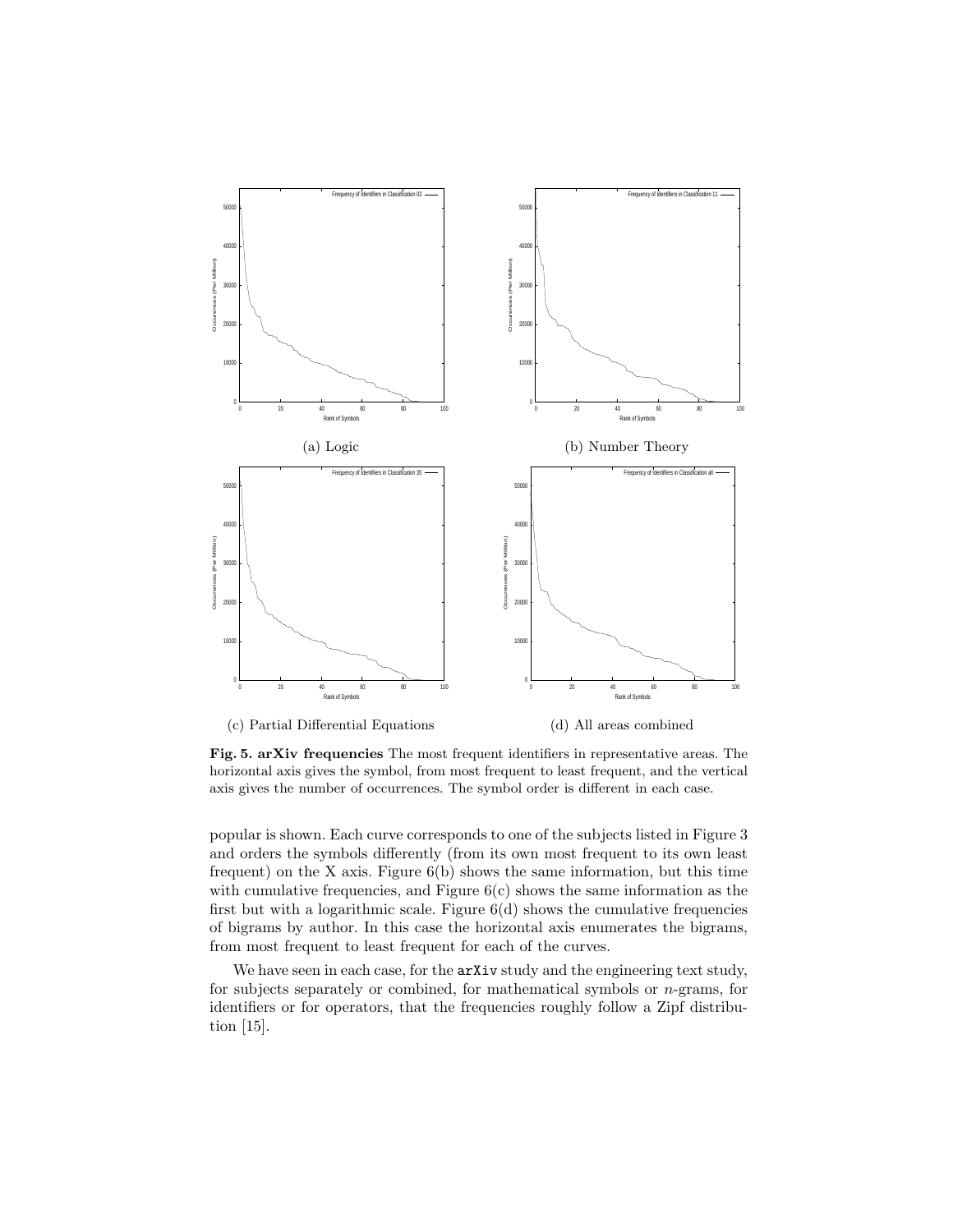(a) Logic

(b) Number Theory

(c) Partial Differential Equations

(d) All areas combined

**Fig. 5. arXiv frequencies** The most frequent identifiers in representative areas. The horizontal axis gives the symbol, from most frequent to least frequent, and the vertical axis gives the number of occurrences. The symbol order is different in each case.

popular is shown. Each curve corresponds to one of the subjects listed in Figure 3 and orders the symbols differently (from its own most frequent to its own least frequent) on the X axis. Figure 6(b) shows the same information, but this time with cumulative frequencies, and Figure 6(c) shows the same information as the first but with a logarithmic scale. Figure 6(d) shows the cumulative frequencies of bigrams by author. In this case the horizontal axis enumerates the bigrams, from most frequent to least frequent for each of the curves.

We have seen in each case, for the `arXiv` study and the engineering text study, for subjects separately or combined, for mathematical symbols or $n$-grams, for identifiers or for operators, that the frequencies roughly follow a Zipf distribution [15].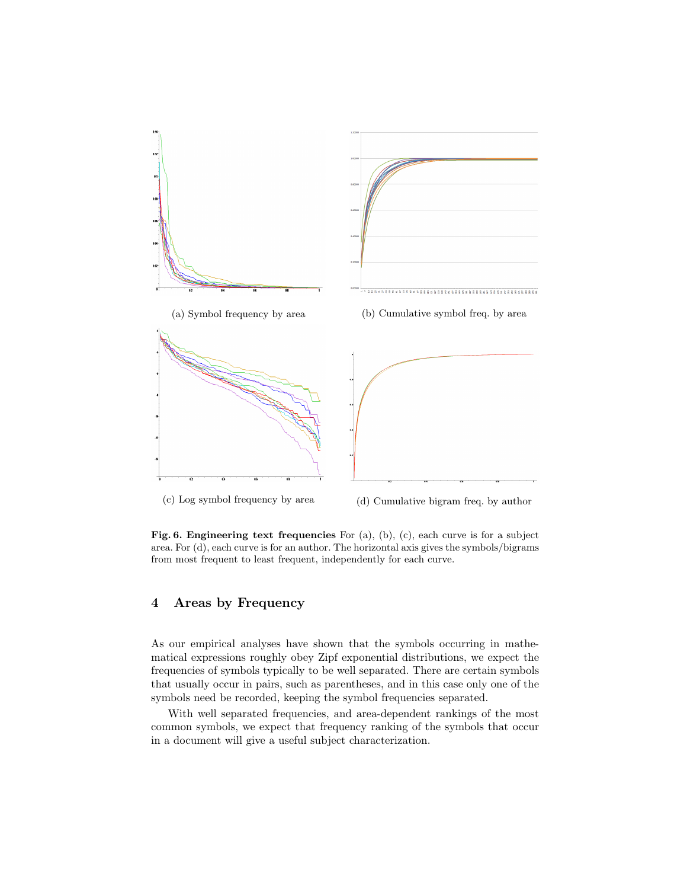(a) Symbol frequency by area

(b) Cumulative symbol freq. by area

(c) Log symbol frequency by area

(d) Cumulative bigram freq. by author

**Fig. 6. Engineering text frequencies** For (a), (b), (c), each curve is for a subject area. For (d), each curve is for an author. The horizontal axis gives the symbols/bigrams from most frequent to least frequent, independently for each curve.

## 4 Areas by Frequency

As our empirical analyses have shown that the symbols occurring in mathematical expressions roughly obey Zipf exponential distributions, we expect the frequencies of symbols typically to be well separated. There are certain symbols that usually occur in pairs, such as parentheses, and in this case only one of the symbols need be recorded, keeping the symbol frequencies separated.

With well separated frequencies, and area-dependent rankings of the most common symbols, we expect that frequency ranking of the symbols that occur in a document will give a useful subject characterization.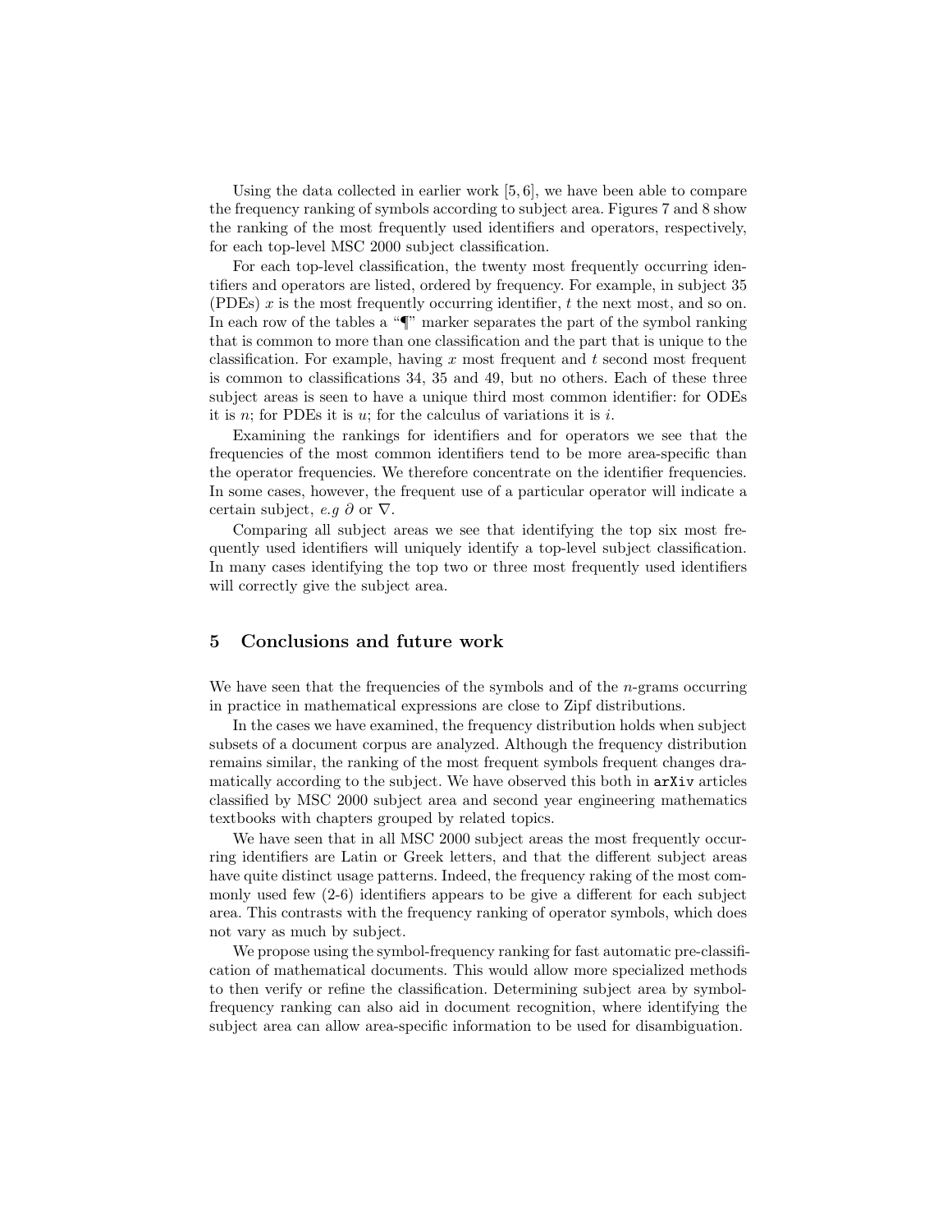Using the data collected in earlier work [5, 6], we have been able to compare the frequency ranking of symbols according to subject area. Figures 7 and 8 show the ranking of the most frequently used identifiers and operators, respectively, for each top-level MSC 2000 subject classification.

For each top-level classification, the twenty most frequently occurring identifiers and operators are listed, ordered by frequency. For example, in subject 35 (PDEs) $x$ is the most frequently occurring identifier, $t$ the next most, and so on. In each row of the tables a "¶" marker separates the part of the symbol ranking that is common to more than one classification and the part that is unique to the classification. For example, having $x$ most frequent and $t$ second most frequent is common to classifications 34, 35 and 49, but no others. Each of these three subject areas is seen to have a unique third most common identifier: for ODEs it is $n$; for PDEs it is $u$; for the calculus of variations it is $i$.

Examining the rankings for identifiers and for operators we see that the frequencies of the most common identifiers tend to be more area-specific than the operator frequencies. We therefore concentrate on the identifier frequencies. In some cases, however, the frequent use of a particular operator will indicate a certain subject, *e.g* $\partial$ or $\nabla$.

Comparing all subject areas we see that identifying the top six most frequently used identifiers will uniquely identify a top-level subject classification. In many cases identifying the top two or three most frequently used identifiers will correctly give the subject area.

## 5 Conclusions and future work

We have seen that the frequencies of the symbols and of the $n$-grams occurring in practice in mathematical expressions are close to Zipf distributions.

In the cases we have examined, the frequency distribution holds when subject subsets of a document corpus are analyzed. Although the frequency distribution remains similar, the ranking of the most frequent symbols frequent changes dramatically according to the subject. We have observed this both in `arXiv` articles classified by MSC 2000 subject area and second year engineering mathematics textbooks with chapters grouped by related topics.

We have seen that in all MSC 2000 subject areas the most frequently occurring identifiers are Latin or Greek letters, and that the different subject areas have quite distinct usage patterns. Indeed, the frequency raking of the most commonly used few (2-6) identifiers appears to be give a different for each subject area. This contrasts with the frequency ranking of operator symbols, which does not vary as much by subject.

We propose using the symbol-frequency ranking for fast automatic pre-classification of mathematical documents. This would allow more specialized methods to then verify or refine the classification. Determining subject area by symbol-frequency ranking can also aid in document recognition, where identifying the subject area can allow area-specific information to be used for disambiguation.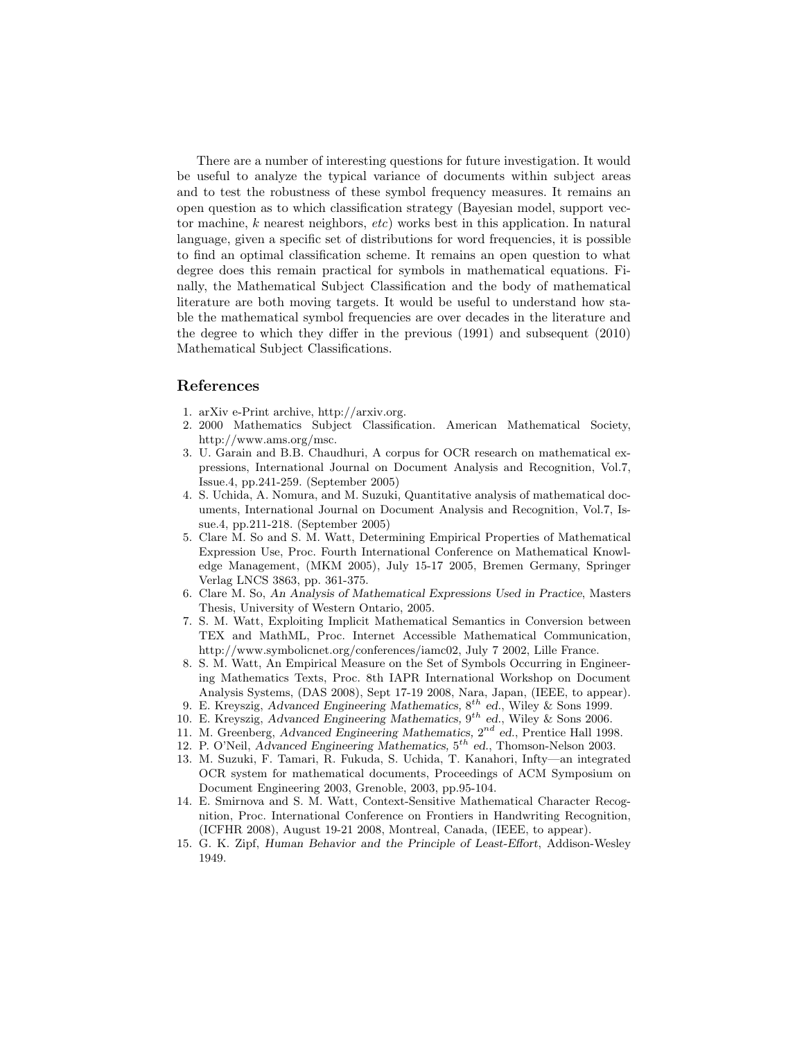There are a number of interesting questions for future investigation. It would be useful to analyze the typical variance of documents within subject areas and to test the robustness of these symbol frequency measures. It remains an open question as to which classification strategy (Bayesian model, support vector machine, $k$ nearest neighbors, *etc*) works best in this application. In natural language, given a specific set of distributions for word frequencies, it is possible to find an optimal classification scheme. It remains an open question to what degree does this remain practical for symbols in mathematical equations. Finally, the Mathematical Subject Classification and the body of mathematical literature are both moving targets. It would be useful to understand how stable the mathematical symbol frequencies are over decades in the literature and the degree to which they differ in the previous (1991) and subsequent (2010) Mathematical Subject Classifications.

## References

1. arXiv e-Print archive, http://arxiv.org.
2. 2000 Mathematics Subject Classification. American Mathematical Society, http://www.ams.org/msc.
3. U. Garain and B.B. Chaudhuri, A corpus for OCR research on mathematical expressions, International Journal on Document Analysis and Recognition, Vol.7, Issue.4, pp.241-259. (September 2005)
4. S. Uchida, A. Nomura, and M. Suzuki, Quantitative analysis of mathematical documents, International Journal on Document Analysis and Recognition, Vol.7, Issue.4, pp.211-218. (September 2005)
5. Clare M. So and S. M. Watt, Determining Empirical Properties of Mathematical Expression Use, Proc. Fourth International Conference on Mathematical Knowledge Management, (MKM 2005), July 15-17 2005, Bremen Germany, Springer Verlag LNCS 3863, pp. 361-375.
6. Clare M. So, *An Analysis of Mathematical Expressions Used in Practice*, Masters Thesis, University of Western Ontario, 2005.
7. S. M. Watt, Exploiting Implicit Mathematical Semantics in Conversion between TEX and MathML, Proc. Internet Accessible Mathematical Communication, http://www.symbolicnet.org/conferences/iamc02, July 7 2002, Lille France.
8. S. M. Watt, An Empirical Measure on the Set of Symbols Occurring in Engineering Mathematics Texts, Proc. 8th IAPR International Workshop on Document Analysis Systems, (DAS 2008), Sept 17-19 2008, Nara, Japan, (IEEE, to appear).
9. E. Kreyszig, *Advanced Engineering Mathematics, $8^{th}$ ed.*, Wiley & Sons 1999.
10. E. Kreyszig, *Advanced Engineering Mathematics, $9^{th}$ ed.*, Wiley & Sons 2006.
11. M. Greenberg, *Advanced Engineering Mathematics, $2^{nd}$ ed.*, Prentice Hall 1998.
12. P. O'Neil, *Advanced Engineering Mathematics, $5^{th}$ ed.*, Thomson-Nelson 2003.
13. M. Suzuki, F. Tamari, R. Fukuda, S. Uchida, T. Kanahori, Infty—an integrated OCR system for mathematical documents, Proceedings of ACM Symposium on Document Engineering 2003, Grenoble, 2003, pp.95-104.
14. E. Smirnova and S. M. Watt, Context-Sensitive Mathematical Character Recognition, Proc. International Conference on Frontiers in Handwriting Recognition, (ICFHR 2008), August 19-21 2008, Montreal, Canada, (IEEE, to appear).
15. G. K. Zipf, *Human Behavior and the Principle of Least-Effort*, Addison-Wesley 1949.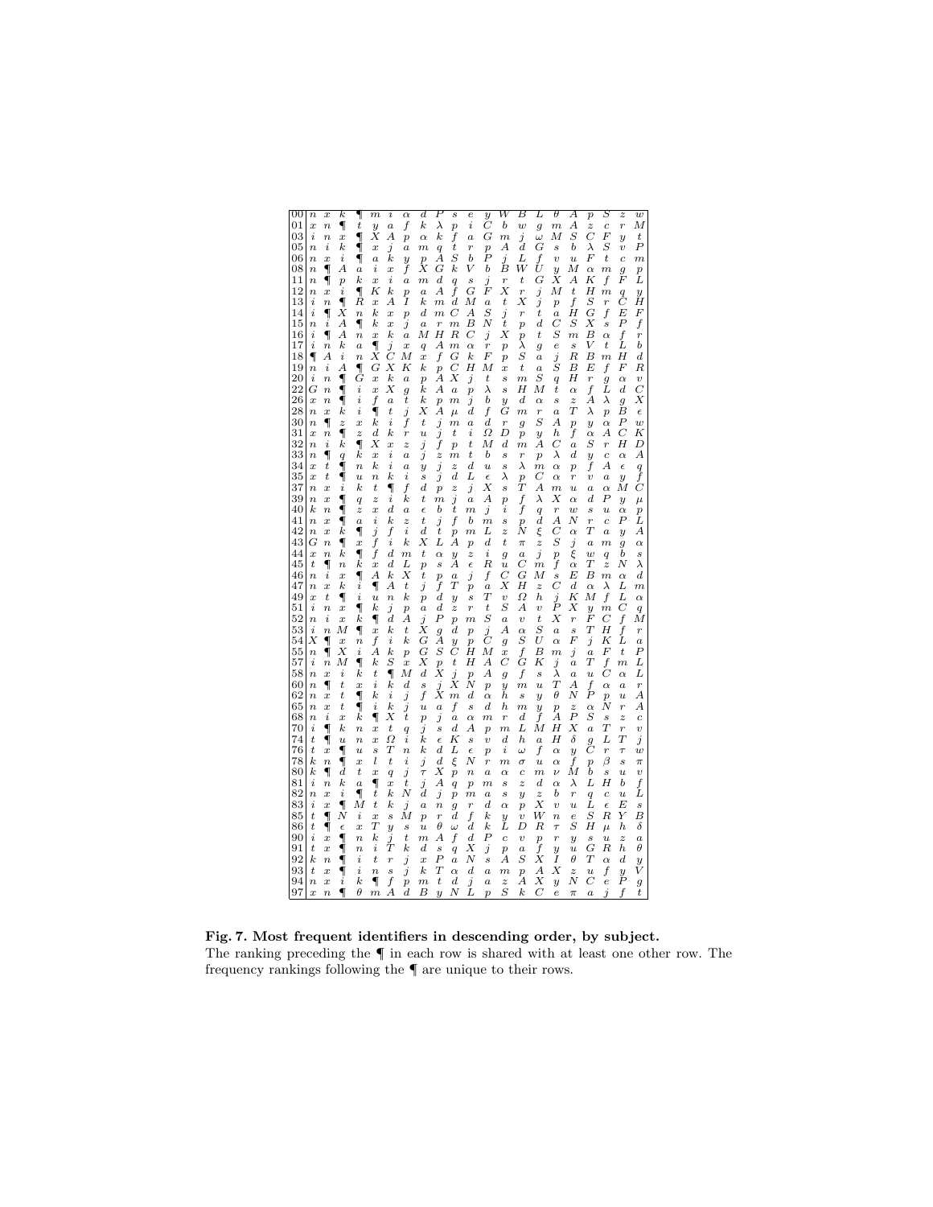| | | | | | | | | | | | | | | | | | | | | | |
|---|---|---|---|---|---|---|---|---|---|---|---|---|---|---|---|---|---|---|---|---|---|
| 00 | n | x | k | ¶ | m | i | $\alpha$ | d | P | s | $\epsilon$ | y | W | B | L | $\theta$ | A | p | S | z | w |
| 01 | x | n | ¶ | t | y | a | f | k | $\lambda$ | p | i | C | b | w | g | m | A | z | c | r | M |
| 03 | i | n | x | ¶ | X | A | p | $\alpha$ | k | f | a | G | m | j | $\omega$ | M | S | C | F | y | t |
| 05 | n | i | k | ¶ | x | j | a | m | q | t | r | p | A | d | G | s | b | $\lambda$ | S | v | P |
| 06 | n | x | i | ¶ | a | k | y | p | A | S | b | P | j | L | f | v | u | F | t | c | m |
| 08 | n | ¶ | A | a | i | x | f | X | G | k | V | b | B | W | U | y | M | $\alpha$ | m | g | p |
| 11 | n | ¶ | p | k | x | i | a | m | d | q | s | j | r | t | G | X | A | K | f | F | L |
| 12 | n | x | i | ¶ | K | k | p | a | A | f | G | F | X | r | j | M | t | H | m | q | y |
| 13 | i | n | ¶ | R | x | A | I | k | m | d | M | a | t | X | j | p | f | S | r | C | H |
| 14 | i | ¶ | X | n | k | x | p | d | m | C | A | S | j | r | t | a | H | G | f | E | F |
| 15 | n | i | A | ¶ | k | x | j | a | r | m | B | N | t | p | d | C | S | X | s | P | f |
| 16 | i | ¶ | A | n | x | k | a | M | H | R | C | j | X | p | t | S | m | B | $\alpha$ | f | r |
| 17 | i | n | k | a | ¶ | j | x | q | A | m | $\alpha$ | r | p | $\lambda$ | g | e | s | V | t | L | b |
| 18 | ¶ | A | i | n | X | C | M | x | f | G | k | F | p | S | a | j | R | B | m | H | d |
| 19 | n | i | A | ¶ | G | X | K | k | p | C | H | M | x | t | a | S | B | E | f | F | R |
| 20 | i | n | ¶ | G | x | k | a | p | A | X | j | t | s | m | S | q | H | r | g | $\alpha$ | v |
| 22 | G | n | ¶ | i | x | X | g | k | A | a | p | $\lambda$ | s | H | M | t | $\alpha$ | f | L | d | C |
| 26 | x | n | ¶ | i | f | a | t | k | p | m | j | b | y | d | $\alpha$ | s | z | A | $\lambda$ | g | X |
| 28 | n | x | k | i | ¶ | t | j | X | A | $\mu$ | d | f | G | m | r | a | T | $\lambda$ | p | B | $\epsilon$ |
| 30 | n | ¶ | z | x | k | i | f | t | j | m | a | d | r | g | S | A | p | y | $\alpha$ | P | w |
| 31 | x | n | ¶ | z | d | k | r | u | j | t | i | $\Omega$ | D | p | y | h | f | $\alpha$ | A | C | K |
| 32 | n | i | k | ¶ | X | x | z | j | f | p | t | M | d | m | A | C | a | S | r | H | D |
| 33 | n | ¶ | q | k | x | i | a | j | z | m | t | b | s | r | p | $\lambda$ | d | y | c | $\alpha$ | A |
| 34 | x | t | ¶ | n | k | i | a | y | j | z | d | u | s | $\lambda$ | m | $\alpha$ | p | f | A | $\epsilon$ | q |
| 35 | x | t | ¶ | u | n | k | i | s | j | d | L | $\epsilon$ | $\lambda$ | p | C | $\alpha$ | r | v | a | y | f |
| 37 | n | x | i | k | t | ¶ | f | d | p | z | j | X | s | T | A | m | u | a | $\alpha$ | M | C |
| 39 | n | x | ¶ | q | z | i | k | t | m | j | a | A | p | f | $\lambda$ | X | $\alpha$ | d | P | y | $\mu$ |
| 40 | k | n | ¶ | z | x | d | a | $\epsilon$ | b | t | m | j | i | f | q | r | w | s | u | $\alpha$ | p |
| 41 | n | x | ¶ | a | i | k | z | t | j | f | b | m | s | p | d | A | N | r | c | P | L |
| 42 | n | x | k | ¶ | j | f | i | d | t | p | m | L | z | N | $\xi$ | C | $\alpha$ | T | a | y | A |
| 43 | G | n | ¶ | x | f | i | k | X | L | A | p | d | t | $\pi$ | z | S | j | a | m | g | $\alpha$ |
| 44 | x | n | k | ¶ | f | d | m | t | $\alpha$ | y | z | i | g | a | j | p | $\xi$ | w | q | b | s |
| 45 | t | ¶ | n | k | x | d | L | p | s | A | $\epsilon$ | R | u | C | m | f | $\alpha$ | T | z | N | $\lambda$ |
| 46 | n | i | x | ¶ | A | k | X | t | p | a | j | f | C | G | M | s | E | B | m | $\alpha$ | d |
| 47 | n | x | k | i | ¶ | A | t | j | f | T | p | a | X | H | z | C | d | $\alpha$ | $\lambda$ | L | m |
| 49 | x | t | ¶ | i | u | n | k | p | d | y | s | T | v | $\Omega$ | h | j | K | M | f | L | $\alpha$ |
| 51 | i | n | x | ¶ | k | j | p | a | d | z | r | t | S | A | v | P | X | y | m | C | q |
| 52 | n | i | x | k | ¶ | d | A | j | P | p | m | S | a | v | t | X | r | F | C | f | M |
| 53 | i | n | M | ¶ | x | k | t | X | g | d | p | j | A | $\alpha$ | S | a | s | T | H | f | r |
| 54 | X | ¶ | x | n | f | i | k | G | A | y | p | C | g | S | U | $\alpha$ | F | j | K | L | a |
| 55 | n | ¶ | X | i | A | k | p | G | S | C | H | M | x | f | B | m | j | a | F | t | P |
| 57 | i | n | M | ¶ | k | S | x | X | p | t | H | A | C | G | K | j | a | T | f | m | L |
| 58 | n | x | i | k | t | ¶ | M | d | X | j | p | A | g | f | s | $\lambda$ | a | u | C | $\alpha$ | L |
| 60 | n | ¶ | t | x | i | k | d | s | j | X | N | p | y | m | u | T | A | f | $\alpha$ | a | r |
| 62 | n | x | t | ¶ | k | i | j | f | X | m | d | $\alpha$ | h | s | y | $\theta$ | N | P | p | u | A |
| 65 | n | x | t | ¶ | i | k | j | u | a | f | s | d | h | m | y | p | z | $\alpha$ | N | r | A |
| 68 | n | i | x | k | ¶ | X | t | p | j | a | $\alpha$ | m | r | d | f | A | P | S | s | z | c |
| 70 | i | ¶ | k | n | x | t | q | j | s | d | A | p | m | L | M | H | X | a | T | r | v |
| 74 | t | ¶ | u | n | x | $\Omega$ | i | k | $\epsilon$ | K | s | v | d | h | a | H | $\delta$ | g | L | T | j |
| 76 | t | x | ¶ | u | s | T | n | k | d | L | $\epsilon$ | p | i | $\omega$ | f | $\alpha$ | y | C | r | $\tau$ | w |
| 78 | k | n | ¶ | x | l | t | i | j | d | $\xi$ | N | r | m | $\sigma$ | u | $\alpha$ | f | p | $\beta$ | s | $\pi$ |
| 80 | k | ¶ | d | t | x | q | j | $\tau$ | X | p | n | a | $\alpha$ | c | m | $\nu$ | M | b | s | u | v |
| 81 | i | n | k | a | ¶ | x | t | j | A | q | p | m | s | z | d | $\alpha$ | $\lambda$ | L | H | b | f |
| 82 | n | x | i | ¶ | t | k | N | d | j | p | m | a | s | y | z | b | r | q | c | u | L |
| 83 | i | x | ¶ | M | t | k | j | a | n | g | r | d | $\alpha$ | p | X | v | u | L | $\epsilon$ | E | s |
| 85 | t | ¶ | N | i | x | s | M | p | r | d | f | k | y | v | W | n | e | S | R | Y | B |
| 86 | t | ¶ | $\epsilon$ | x | T | y | s | u | $\theta$ | $\omega$ | d | k | L | D | R | $\tau$ | S | H | $\mu$ | h | $\delta$ |
| 90 | i | x | ¶ | n | k | j | t | m | A | f | d | P | c | v | p | r | y | s | u | z | a |
| 91 | t | x | ¶ | n | i | T | k | d | s | q | X | j | p | a | f | y | u | G | R | h | $\theta$ |
| 92 | k | n | ¶ | i | t | r | j | x | P | a | N | s | A | S | X | I | $\theta$ | T | $\alpha$ | d | y |
| 93 | t | x | ¶ | i | n | s | j | k | T | $\alpha$ | d | a | m | p | A | X | z | u | f | y | V |
| 94 | n | x | i | k | ¶ | f | p | m | t | d | j | a | z | A | X | y | N | C | e | P | g |
| 97 | x | n | ¶ | $\theta$ | m | A | d | B | y | N | L | p | S | k | C | e | $\pi$ | a | j | f | t |

**Fig. 7. Most frequent identifiers in descending order, by subject.**
The ranking preceding the ¶ in each row is shared with at least one other row. The frequency rankings following the ¶ are unique to their rows.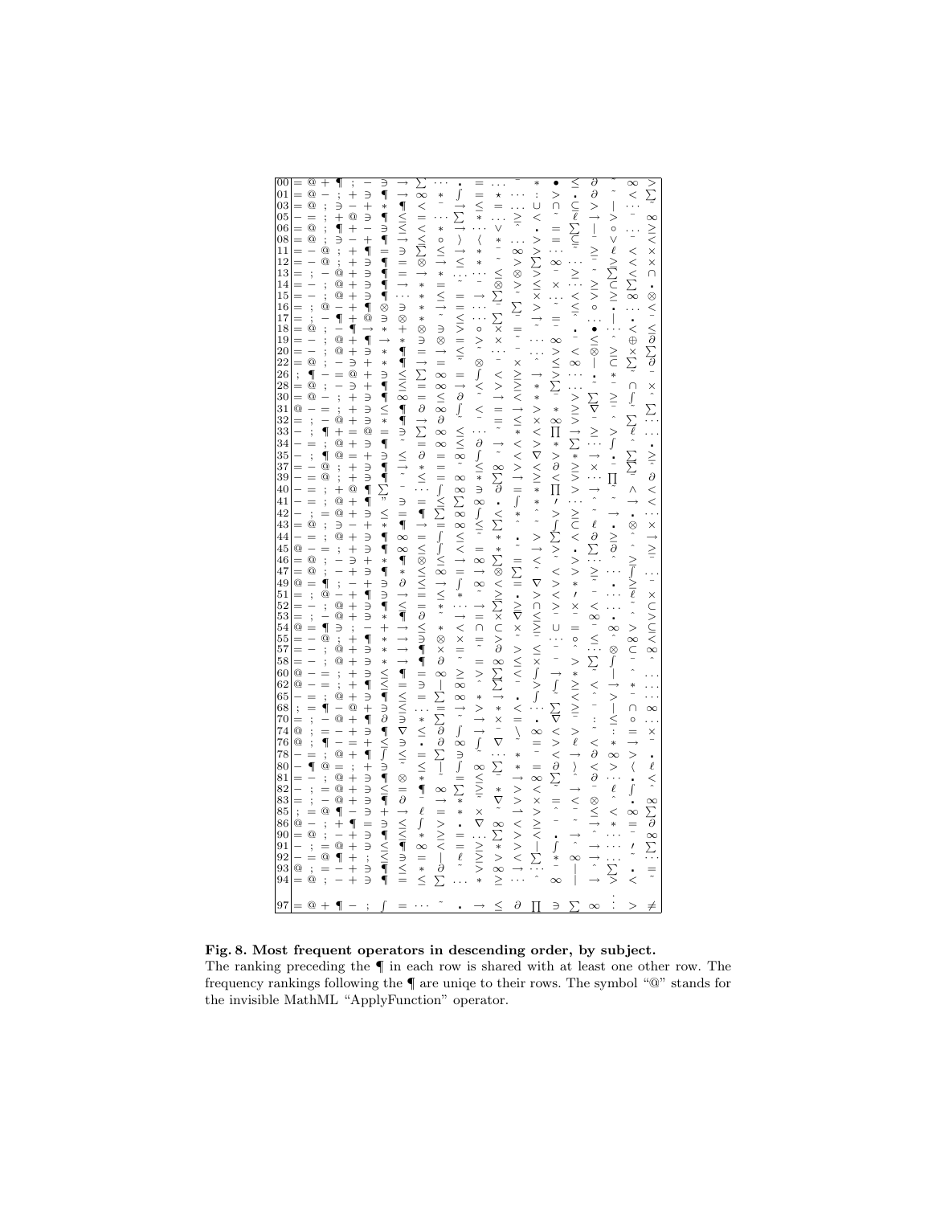**Fig. 8. Most frequent operators in descending order, by subject.**

The ranking preceding the ¶ in each row is shared with at least one other row. The frequency rankings following the ¶ are uniqe to their rows. The symbol "@" stands for the invisible MathML "ApplyFunction" operator.